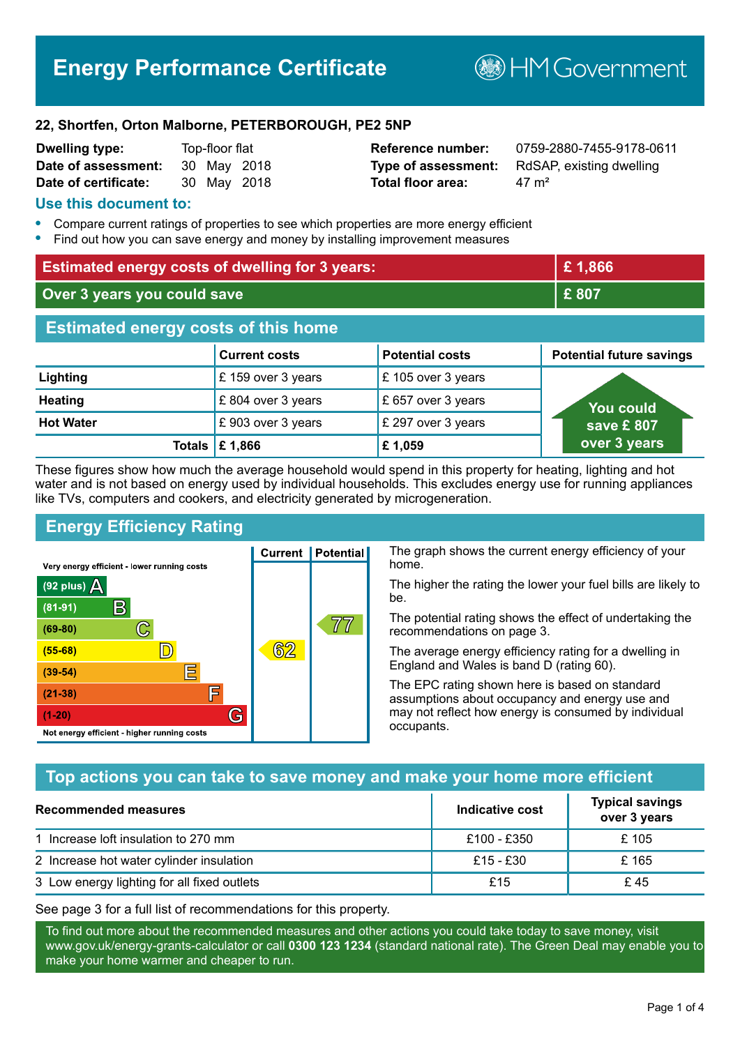# Energy Performance Certificate

HM Government

**22, Shortfen, Orton Malborne, PETERBOROUGH, PE2 5NP**

| | | | |
|---|---|---|---|
| **Dwelling type:** | Top-floor flat | **Reference number:** | 0759-2880-7455-9178-0611 |
| **Date of assessment:** | 30 May 2018 | **Type of assessment:** | RdSAP, existing dwelling |
| **Date of certificate:** | 30 May 2018 | **Total floor area:** | 47 m² |

## Use this document to:

- Compare current ratings of properties to see which properties are more energy efficient
- Find out how you can save energy and money by installing improvement measures

| | |
|---|---|
| **Estimated energy costs of dwelling for 3 years:** | **£ 1,866** |
| **Over 3 years you could save** | **£ 807** |

## Estimated energy costs of this home

| | Current costs | Potential costs | Potential future savings |
|---|---|---|---|
| **Lighting** | £ 159 over 3 years | £ 105 over 3 years | You could save £ 807 over 3 years |
| **Heating** | £ 804 over 3 years | £ 657 over 3 years | |
| **Hot Water** | £ 903 over 3 years | £ 297 over 3 years | |
| **Totals** | **£ 1,866** | **£ 1,059** | |

These figures show how much the average household would spend in this property for heating, lighting and hot water and is not based on energy used by individual households. This excludes energy use for running appliances like TVs, computers and cookers, and electricity generated by microgeneration.

## Energy Efficiency Rating

| Rating band | Current | Potential |
|---|---|---|
| Very energy efficient - lower running costs | | |
| (92 plus) A | | |
| (81-91) B | | |
| (69-80) C | | 77 |
| (55-68) D | 62 | |
| (39-54) E | | |
| (21-38) F | | |
| (1-20) G | | |
| Not energy efficient - higher running costs | | |

The graph shows the current energy efficiency of your home.

The higher the rating the lower your fuel bills are likely to be.

The potential rating shows the effect of undertaking the recommendations on page 3.

The average energy efficiency rating for a dwelling in England and Wales is band D (rating 60).

The EPC rating shown here is based on standard assumptions about occupancy and energy use and may not reflect how energy is consumed by individual occupants.

## Top actions you can take to save money and make your home more efficient

| Recommended measures | Indicative cost | Typical savings over 3 years |
|---|---|---|
| 1 Increase loft insulation to 270 mm | £100 - £350 | £ 105 |
| 2 Increase hot water cylinder insulation | £15 - £30 | £ 165 |
| 3 Low energy lighting for all fixed outlets | £15 | £ 45 |

See page 3 for a full list of recommendations for this property.

To find out more about the recommended measures and other actions you could take today to save money, visit www.gov.uk/energy-grants-calculator or call **0300 123 1234** (standard national rate). The Green Deal may enable you to make your home warmer and cheaper to run.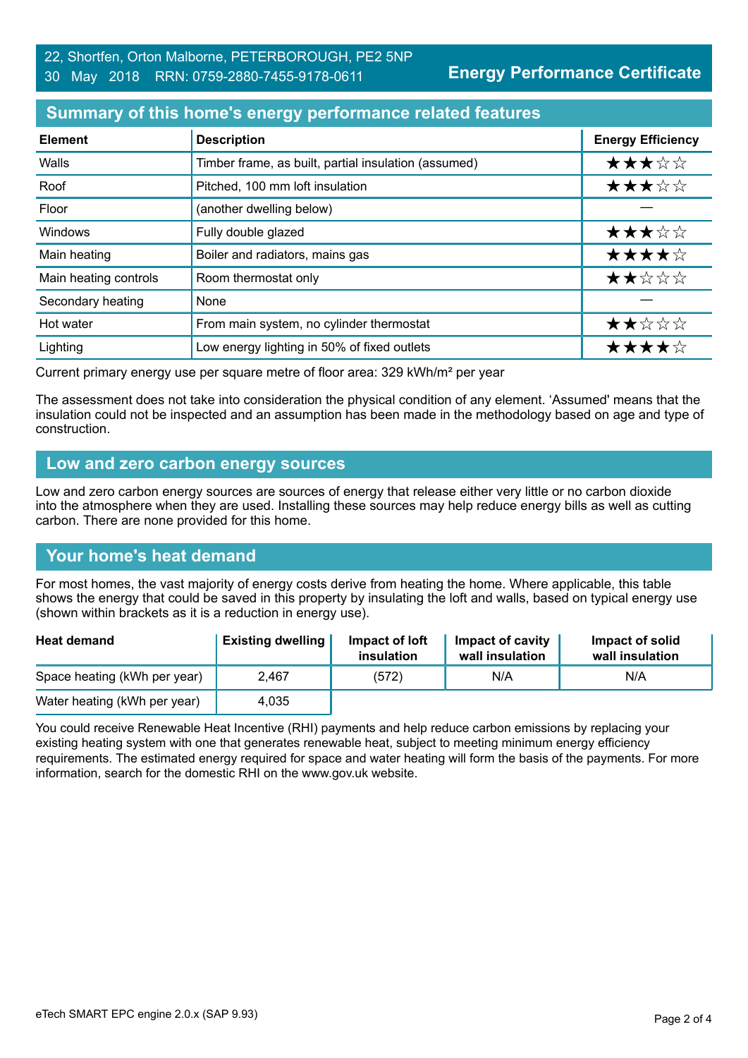22, Shortfen, Orton Malborne, PETERBOROUGH, PE2 5NP
30 May 2018 RRN: 0759-2880-7455-9178-0611

**Energy Performance Certificate**

## Summary of this home's energy performance related features

| Element | Description | Energy Efficiency |
|---|---|---|
| Walls | Timber frame, as built, partial insulation (assumed) | ★★★☆☆ |
| Roof | Pitched, 100 mm loft insulation | ★★★☆☆ |
| Floor | (another dwelling below) | — |
| Windows | Fully double glazed | ★★★☆☆ |
| Main heating | Boiler and radiators, mains gas | ★★★★☆ |
| Main heating controls | Room thermostat only | ★★☆☆☆ |
| Secondary heating | None | — |
| Hot water | From main system, no cylinder thermostat | ★★☆☆☆ |
| Lighting | Low energy lighting in 50% of fixed outlets | ★★★★☆ |

Current primary energy use per square metre of floor area: 329 kWh/m² per year

The assessment does not take into consideration the physical condition of any element. 'Assumed' means that the insulation could not be inspected and an assumption has been made in the methodology based on age and type of construction.

## Low and zero carbon energy sources

Low and zero carbon energy sources are sources of energy that release either very little or no carbon dioxide into the atmosphere when they are used. Installing these sources may help reduce energy bills as well as cutting carbon. There are none provided for this home.

## Your home's heat demand

For most homes, the vast majority of energy costs derive from heating the home. Where applicable, this table shows the energy that could be saved in this property by insulating the loft and walls, based on typical energy use (shown within brackets as it is a reduction in energy use).

| Heat demand | Existing dwelling | Impact of loft insulation | Impact of cavity wall insulation | Impact of solid wall insulation |
|---|---|---|---|---|
| Space heating (kWh per year) | 2,467 | (572) | N/A | N/A |
| Water heating (kWh per year) | 4,035 | | | |

You could receive Renewable Heat Incentive (RHI) payments and help reduce carbon emissions by replacing your existing heating system with one that generates renewable heat, subject to meeting minimum energy efficiency requirements. The estimated energy required for space and water heating will form the basis of the payments. For more information, search for the domestic RHI on the www.gov.uk website.

eTech SMART EPC engine 2.0.x (SAP 9.93)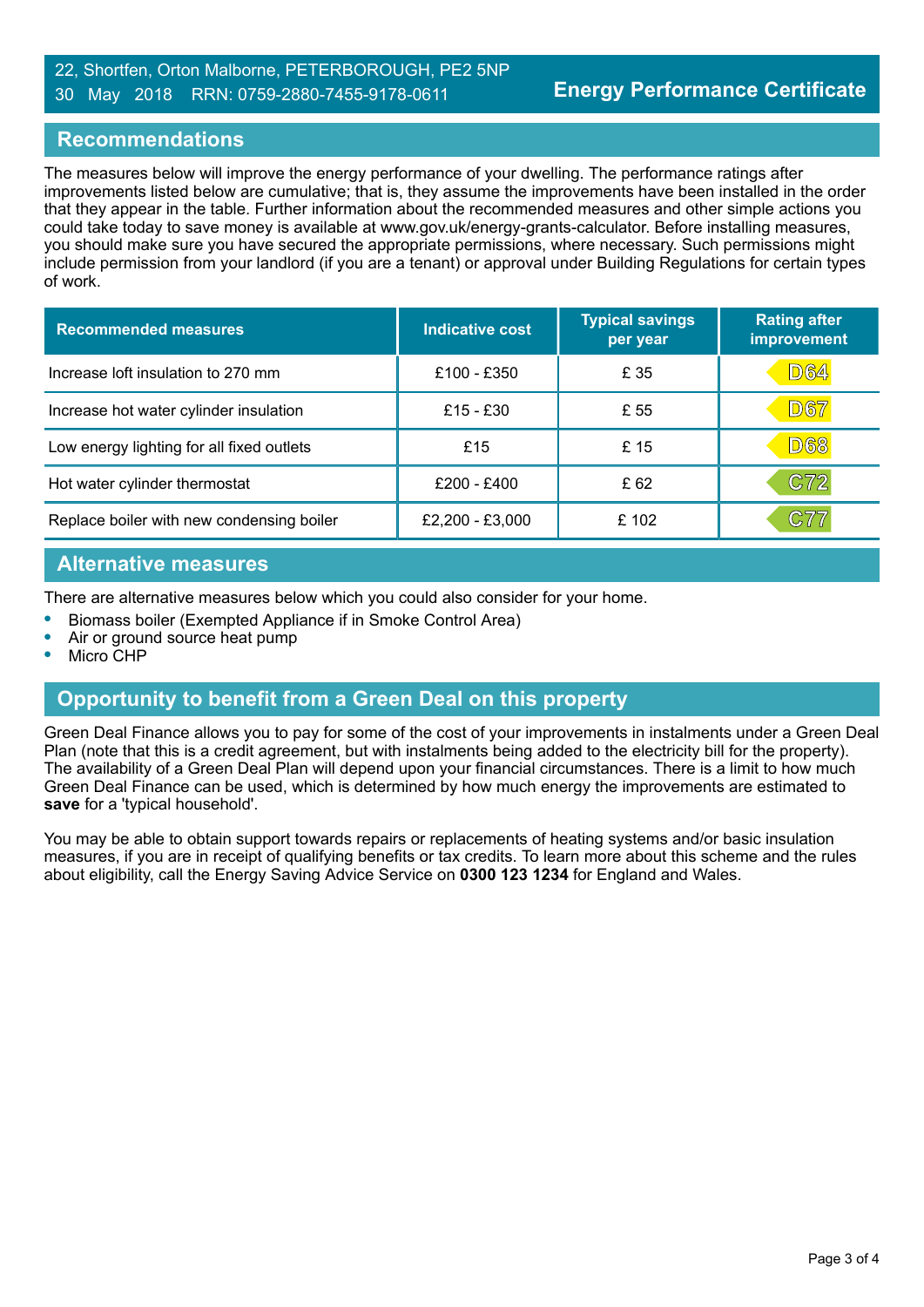## Recommendations

The measures below will improve the energy performance of your dwelling. The performance ratings after improvements listed below are cumulative; that is, they assume the improvements have been installed in the order that they appear in the table. Further information about the recommended measures and other simple actions you could take today to save money is available at www.gov.uk/energy-grants-calculator. Before installing measures, you should make sure you have secured the appropriate permissions, where necessary. Such permissions might include permission from your landlord (if you are a tenant) or approval under Building Regulations for certain types of work.

| Recommended measures | Indicative cost | Typical savings per year | Rating after improvement |
|---|---|---|---|
| Increase loft insulation to 270 mm | £100 - £350 | £ 35 | D64 |
| Increase hot water cylinder insulation | £15 - £30 | £ 55 | D67 |
| Low energy lighting for all fixed outlets | £15 | £ 15 | D68 |
| Hot water cylinder thermostat | £200 - £400 | £ 62 | C72 |
| Replace boiler with new condensing boiler | £2,200 - £3,000 | £ 102 | C77 |

## Alternative measures

There are alternative measures below which you could also consider for your home.

- Biomass boiler (Exempted Appliance if in Smoke Control Area)
- Air or ground source heat pump
- Micro CHP

## Opportunity to benefit from a Green Deal on this property

Green Deal Finance allows you to pay for some of the cost of your improvements in instalments under a Green Deal Plan (note that this is a credit agreement, but with instalments being added to the electricity bill for the property). The availability of a Green Deal Plan will depend upon your financial circumstances. There is a limit to how much Green Deal Finance can be used, which is determined by how much energy the improvements are estimated to **save** for a 'typical household'.

You may be able to obtain support towards repairs or replacements of heating systems and/or basic insulation measures, if you are in receipt of qualifying benefits or tax credits. To learn more about this scheme and the rules about eligibility, call the Energy Saving Advice Service on **0300 123 1234** for England and Wales.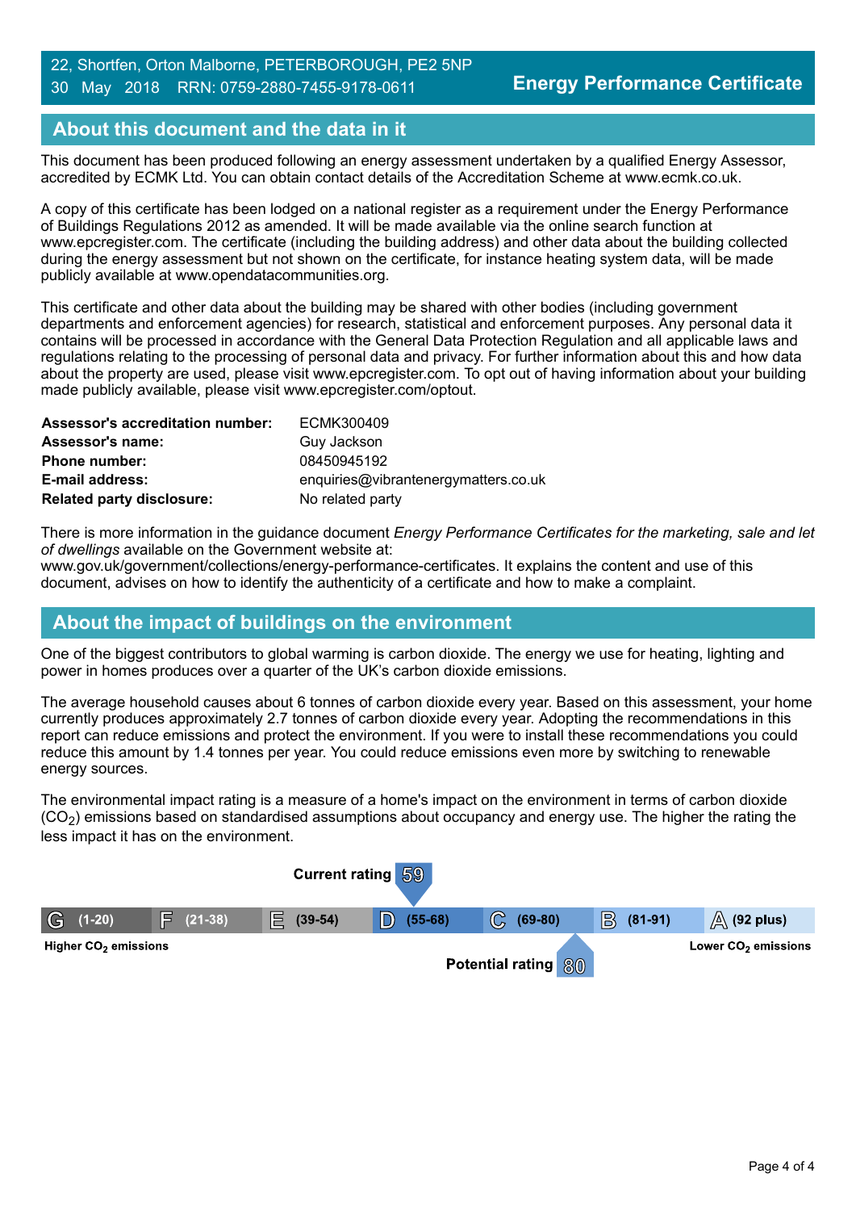22, Shortfen, Orton Malborne, PETERBOROUGH, PE2 5NP
30 May 2018 RRN: 0759-2880-7455-9178-0611

**Energy Performance Certificate**

## About this document and the data in it

This document has been produced following an energy assessment undertaken by a qualified Energy Assessor, accredited by ECMK Ltd. You can obtain contact details of the Accreditation Scheme at www.ecmk.co.uk.

A copy of this certificate has been lodged on a national register as a requirement under the Energy Performance of Buildings Regulations 2012 as amended. It will be made available via the online search function at www.epcregister.com. The certificate (including the building address) and other data about the building collected during the energy assessment but not shown on the certificate, for instance heating system data, will be made publicly available at www.opendatacommunities.org.

This certificate and other data about the building may be shared with other bodies (including government departments and enforcement agencies) for research, statistical and enforcement purposes. Any personal data it contains will be processed in accordance with the General Data Protection Regulation and all applicable laws and regulations relating to the processing of personal data and privacy. For further information about this and how data about the property are used, please visit www.epcregister.com. To opt out of having information about your building made publicly available, please visit www.epcregister.com/optout.

| | |
|---|---|
| **Assessor's accreditation number:** | ECMK300409 |
| **Assessor's name:** | Guy Jackson |
| **Phone number:** | 08450945192 |
| **E-mail address:** | enquiries@vibrantenergymatters.co.uk |
| **Related party disclosure:** | No related party |

There is more information in the guidance document *Energy Performance Certificates for the marketing, sale and let of dwellings* available on the Government website at: www.gov.uk/government/collections/energy-performance-certificates. It explains the content and use of this document, advises on how to identify the authenticity of a certificate and how to make a complaint.

## About the impact of buildings on the environment

One of the biggest contributors to global warming is carbon dioxide. The energy we use for heating, lighting and power in homes produces over a quarter of the UK's carbon dioxide emissions.

The average household causes about 6 tonnes of carbon dioxide every year. Based on this assessment, your home currently produces approximately 2.7 tonnes of carbon dioxide every year. Adopting the recommendations in this report can reduce emissions and protect the environment. If you were to install these recommendations you could reduce this amount by 1.4 tonnes per year. You could reduce emissions even more by switching to renewable energy sources.

The environmental impact rating is a measure of a home's impact on the environment in terms of carbon dioxide ($CO_2$) emissions based on standardised assumptions about occupancy and energy use. The higher the rating the less impact it has on the environment.

Current rating 59

G (1-20) F (21-38) E (39-54) D (55-68) C (69-80) B (81-91) A (92 plus)

Higher $CO_2$ emissions

Lower $CO_2$ emissions

Potential rating 80